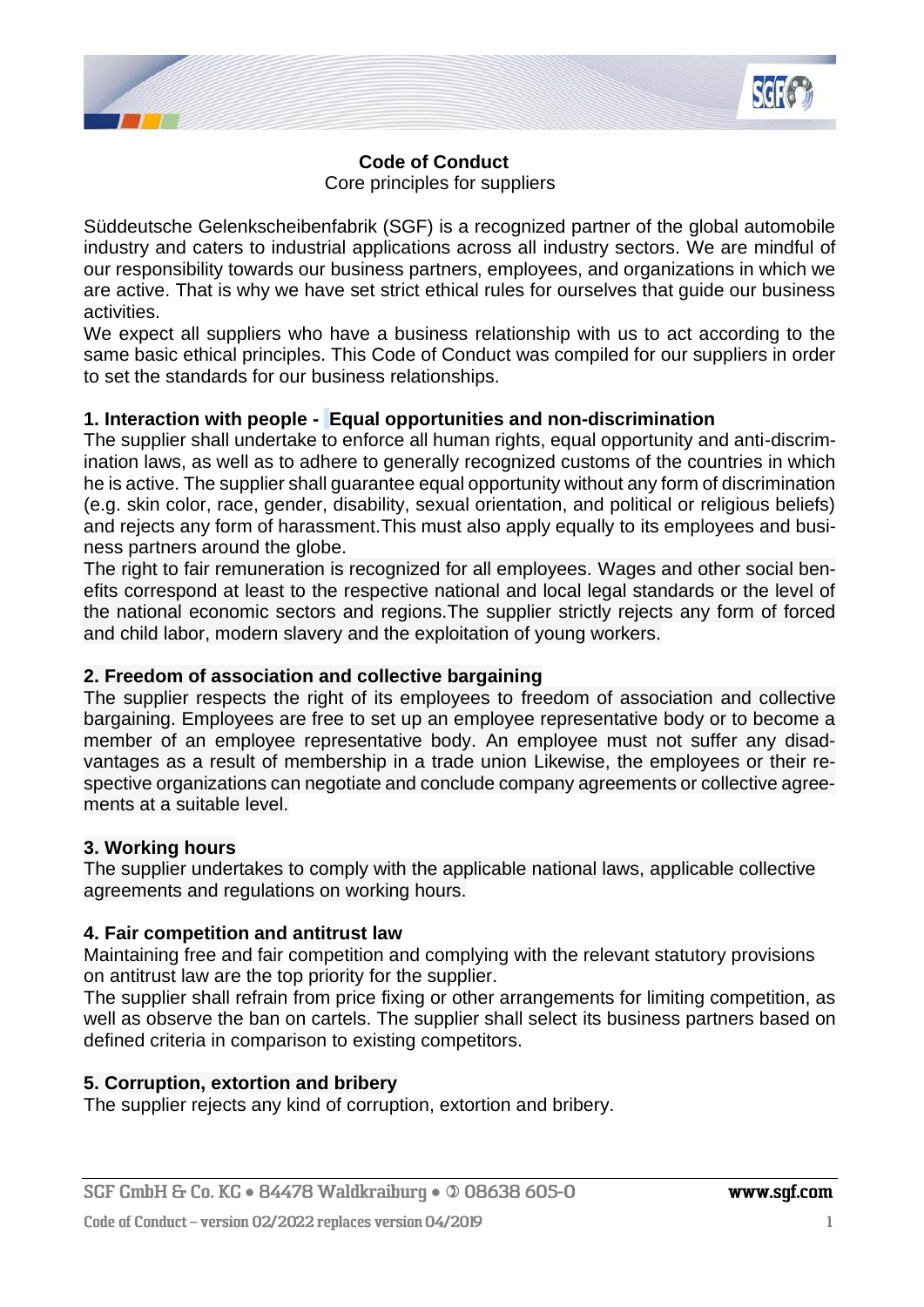# Code of Conduct

Core principles for suppliers

Süddeutsche Gelenkscheibenfabrik (SGF) is a recognized partner of the global automobile industry and caters to industrial applications across all industry sectors. We are mindful of our responsibility towards our business partners, employees, and organizations in which we are active. That is why we have set strict ethical rules for ourselves that guide our business activities.
We expect all suppliers who have a business relationship with us to act according to the same basic ethical principles. This Code of Conduct was compiled for our suppliers in order to set the standards for our business relationships.

## 1. Interaction with people - Equal opportunities and non-discrimination

The supplier shall undertake to enforce all human rights, equal opportunity and anti-discrimination laws, as well as to adhere to generally recognized customs of the countries in which he is active. The supplier shall guarantee equal opportunity without any form of discrimination (e.g. skin color, race, gender, disability, sexual orientation, and political or religious beliefs) and rejects any form of harassment.This must also apply equally to its employees and business partners around the globe.
The right to fair remuneration is recognized for all employees. Wages and other social benefits correspond at least to the respective national and local legal standards or the level of the national economic sectors and regions.The supplier strictly rejects any form of forced and child labor, modern slavery and the exploitation of young workers.

## 2. Freedom of association and collective bargaining

The supplier respects the right of its employees to freedom of association and collective bargaining. Employees are free to set up an employee representative body or to become a member of an employee representative body. An employee must not suffer any disadvantages as a result of membership in a trade union Likewise, the employees or their respective organizations can negotiate and conclude company agreements or collective agreements at a suitable level.

## 3. Working hours

The supplier undertakes to comply with the applicable national laws, applicable collective agreements and regulations on working hours.

## 4. Fair competition and antitrust law

Maintaining free and fair competition and complying with the relevant statutory provisions on antitrust law are the top priority for the supplier.
The supplier shall refrain from price fixing or other arrangements for limiting competition, as well as observe the ban on cartels. The supplier shall select its business partners based on defined criteria in comparison to existing competitors.

## 5. Corruption, extortion and bribery

The supplier rejects any kind of corruption, extortion and bribery.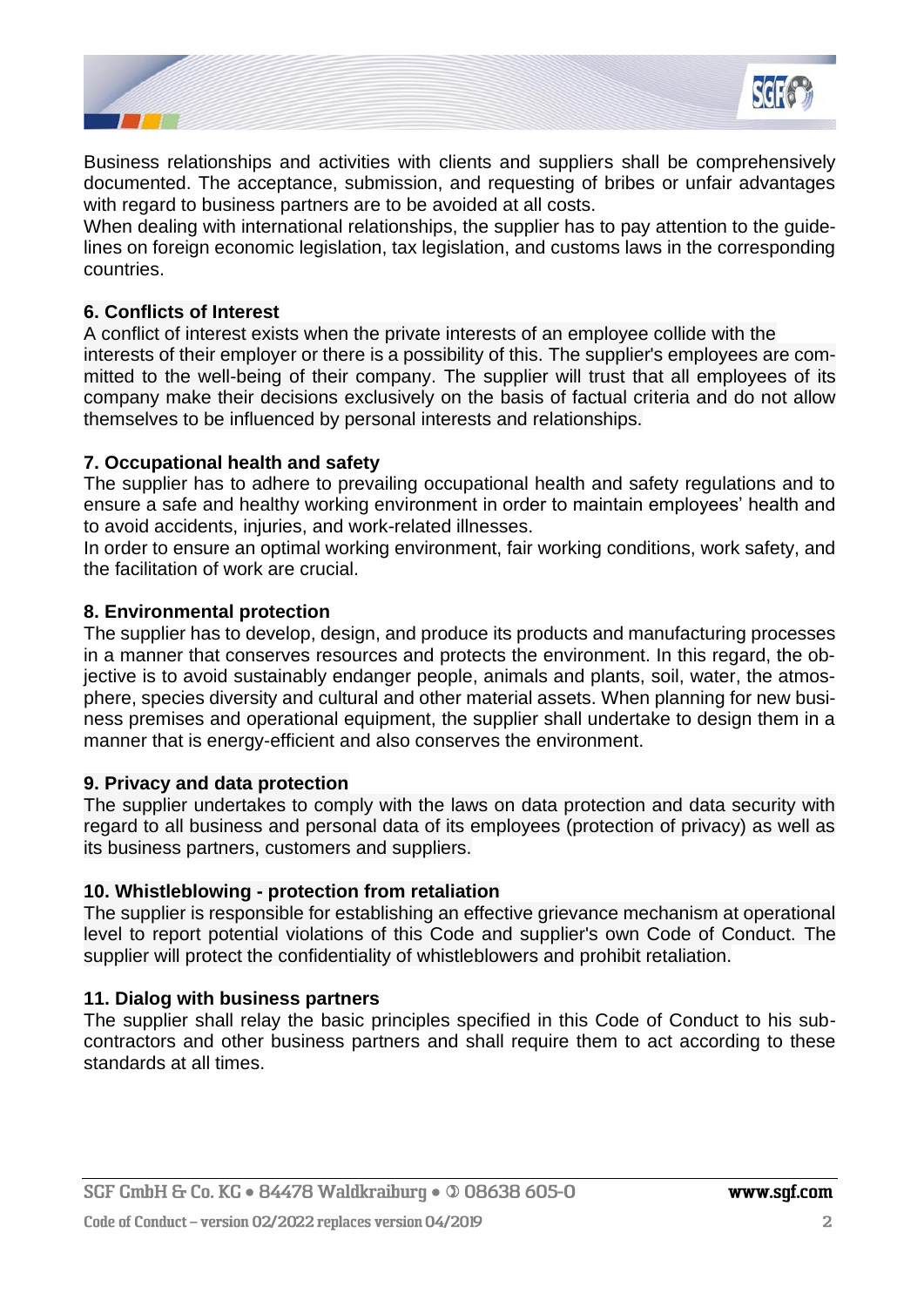Business relationships and activities with clients and suppliers shall be comprehensively documented. The acceptance, submission, and requesting of bribes or unfair advantages with regard to business partners are to be avoided at all costs.
When dealing with international relationships, the supplier has to pay attention to the guidelines on foreign economic legislation, tax legislation, and customs laws in the corresponding countries.

**6. Conflicts of Interest**

A conflict of interest exists when the private interests of an employee collide with the interests of their employer or there is a possibility of this. The supplier's employees are committed to the well-being of their company. The supplier will trust that all employees of its company make their decisions exclusively on the basis of factual criteria and do not allow themselves to be influenced by personal interests and relationships.

**7. Occupational health and safety**

The supplier has to adhere to prevailing occupational health and safety regulations and to ensure a safe and healthy working environment in order to maintain employees' health and to avoid accidents, injuries, and work-related illnesses.
In order to ensure an optimal working environment, fair working conditions, work safety, and the facilitation of work are crucial.

**8. Environmental protection**

The supplier has to develop, design, and produce its products and manufacturing processes in a manner that conserves resources and protects the environment. In this regard, the objective is to avoid sustainably endanger people, animals and plants, soil, water, the atmosphere, species diversity and cultural and other material assets. When planning for new business premises and operational equipment, the supplier shall undertake to design them in a manner that is energy-efficient and also conserves the environment.

**9. Privacy and data protection**

The supplier undertakes to comply with the laws on data protection and data security with regard to all business and personal data of its employees (protection of privacy) as well as its business partners, customers and suppliers.

**10. Whistleblowing - protection from retaliation**

The supplier is responsible for establishing an effective grievance mechanism at operational level to report potential violations of this Code and supplier's own Code of Conduct. The supplier will protect the confidentiality of whistleblowers and prohibit retaliation.

**11. Dialog with business partners**

The supplier shall relay the basic principles specified in this Code of Conduct to his subcontractors and other business partners and shall require them to act according to these standards at all times.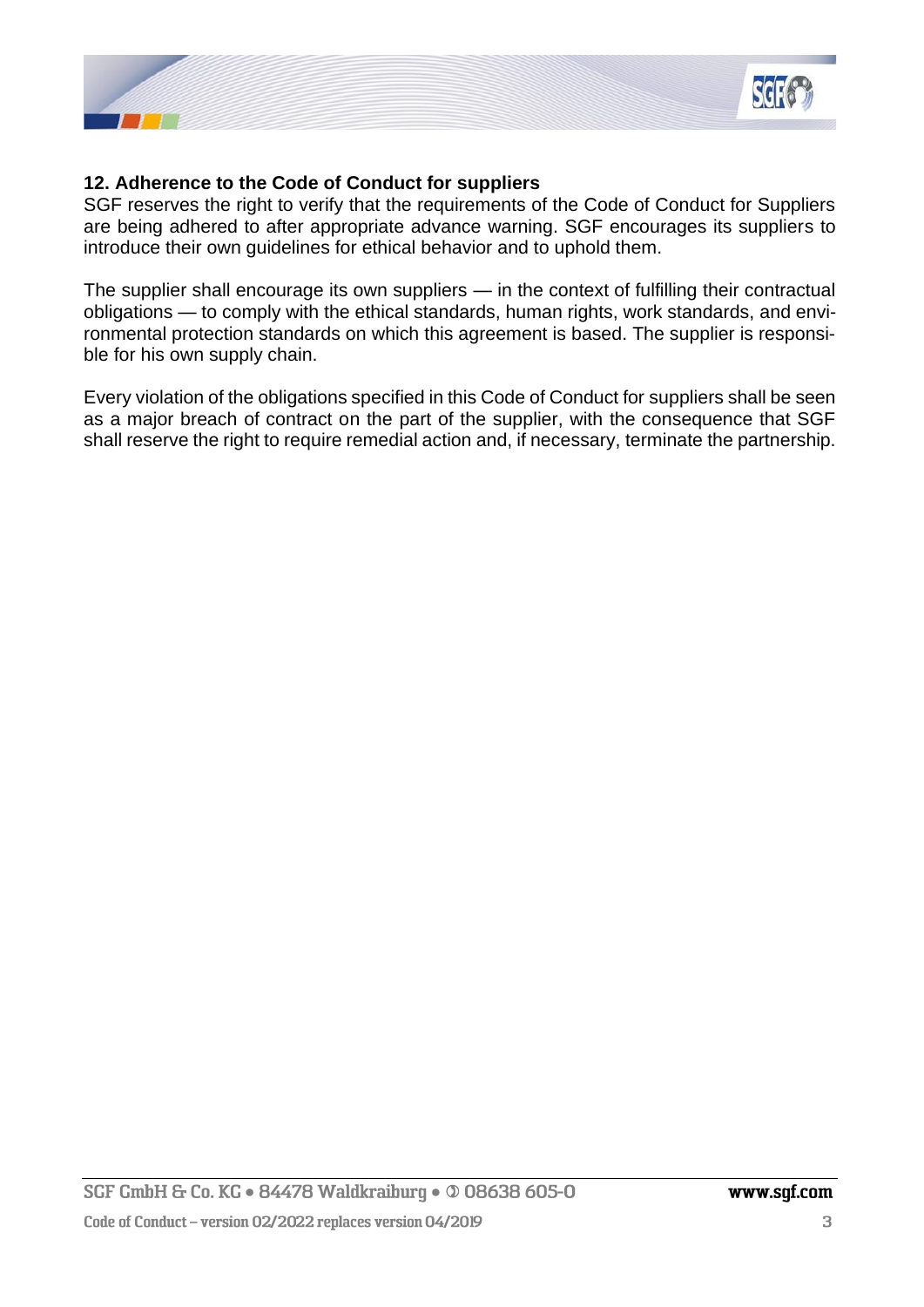### 12. Adherence to the Code of Conduct for suppliers

SGF reserves the right to verify that the requirements of the Code of Conduct for Suppliers are being adhered to after appropriate advance warning. SGF encourages its suppliers to introduce their own guidelines for ethical behavior and to uphold them.

The supplier shall encourage its own suppliers — in the context of fulfilling their contractual obligations — to comply with the ethical standards, human rights, work standards, and environmental protection standards on which this agreement is based. The supplier is responsible for his own supply chain.

Every violation of the obligations specified in this Code of Conduct for suppliers shall be seen as a major breach of contract on the part of the supplier, with the consequence that SGF shall reserve the right to require remedial action and, if necessary, terminate the partnership.